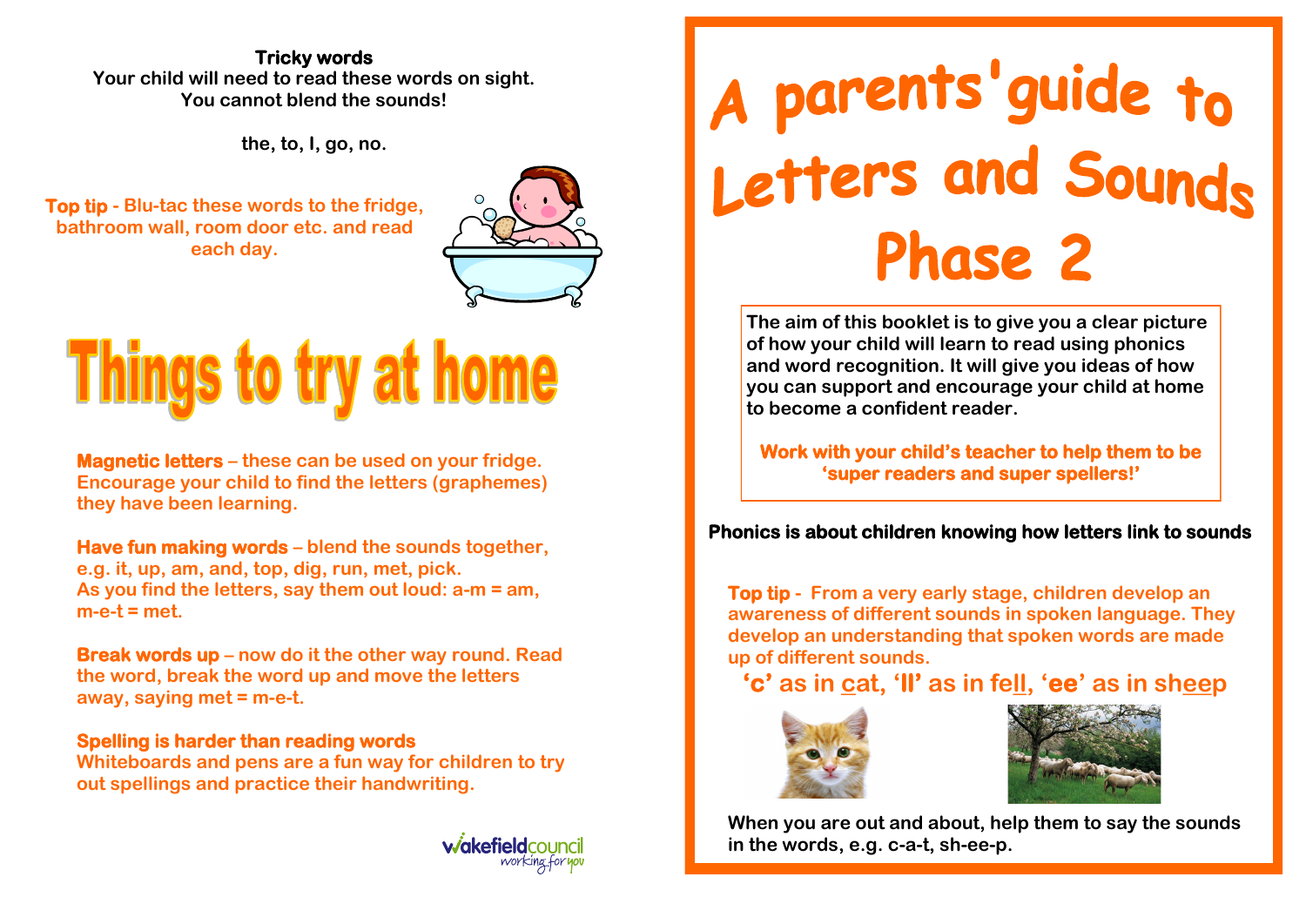# A parents' guide to Letters and Sounds Phase 2

The aim of this booklet is to give you a clear picture of how your child will learn to read using phonics and word recognition. It will give you ideas of how you can support and encourage your child at home to become a confident reader.

**Work with your child's teacher to help them to be 'super readers and super spellers!'**

**Phonics is about children knowing how letters link to sounds**

**Top tip** - From a very early stage, children develop an awareness of different sounds in spoken language. They develop an understanding that spoken words are made up of different sounds.

**'c'** as in <u>c</u>at, **'ll'** as in fe<u>ll</u>, **'ee'** as in sh<u>ee</u>p

When you are out and about, help them to say the sounds in the words, e.g. c-a-t, sh-ee-p.

**Tricky words**
**Your child will need to read these words on sight.**
**You cannot blend the sounds!**

**the, to, I, go, no.**

**Top tip** - Blu-tac these words to the fridge, bathroom wall, room door etc. and read each day.

## Things to try at home

**Magnetic letters** – these can be used on your fridge. Encourage your child to find the letters (graphemes) they have been learning.

**Have fun making words** – blend the sounds together, e.g. it, up, am, and, top, dig, run, met, pick.
As you find the letters, say them out loud: a-m = am, m-e-t = met.

**Break words up** – now do it the other way round. Read the word, break the word up and move the letters away, saying met = m-e-t.

**Spelling is harder than reading words**
Whiteboards and pens are a fun way for children to try out spellings and practice their handwriting.

wakefieldcouncil
working for you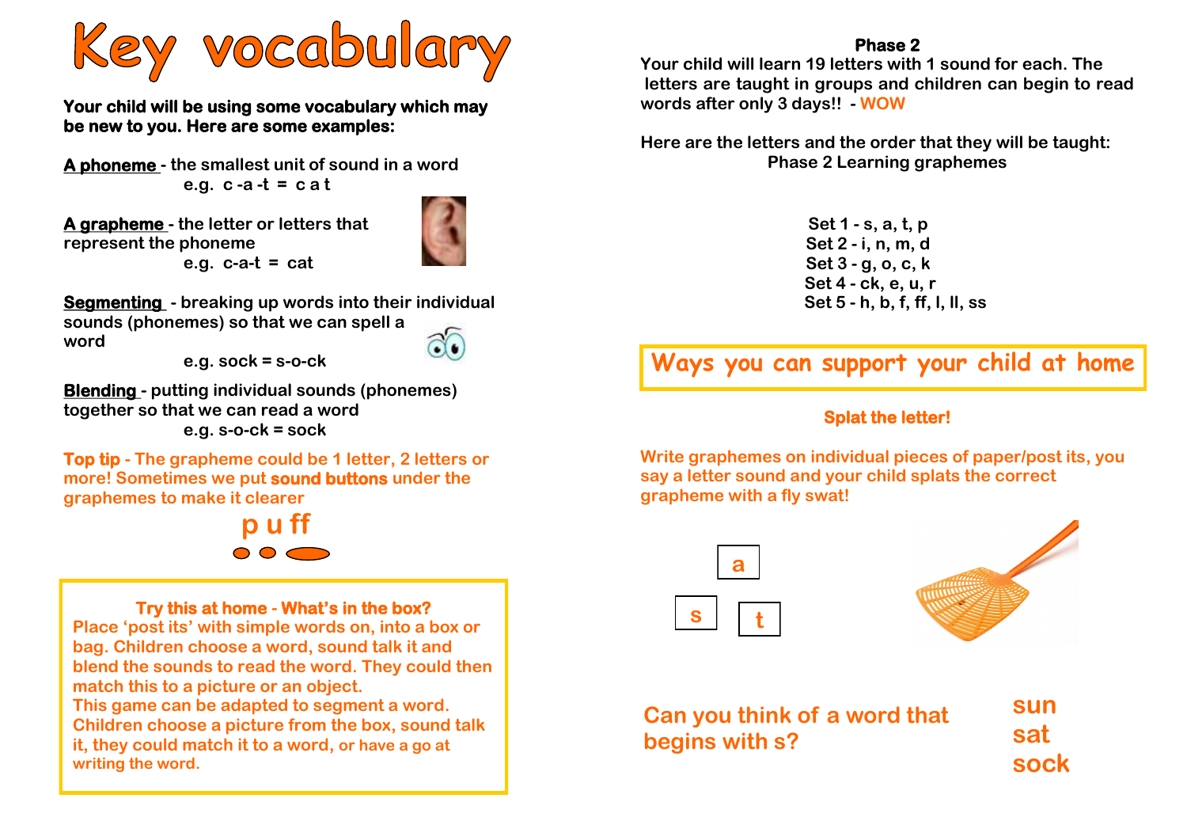# Key vocabulary

**Your child will be using some vocabulary which may be new to you. Here are some examples:**

**A phoneme** - the smallest unit of sound in a word
e.g. c -a -t = c a t

**A grapheme** - the letter or letters that represent the phoneme
e.g. c-a-t = cat

**Segmenting** - breaking up words into their individual sounds (phonemes) so that we can spell a word
e.g. sock = s-o-ck

**Blending** - putting individual sounds (phonemes) together so that we can read a word
e.g. s-o-ck = sock

**Top tip** - The grapheme could be 1 letter, 2 letters or more! Sometimes we put **sound buttons** under the graphemes to make it clearer

p u ff

**Try this at home - What's in the box?**
Place 'post its' with simple words on, into a box or bag. Children choose a word, sound talk it and blend the sounds to read the word. They could then match this to a picture or an object.
This game can be adapted to segment a word. Children choose a picture from the box, sound talk it, they could match it to a word, or have a go at writing the word.

## Phase 2

Your child will learn 19 letters with 1 sound for each. The letters are taught in groups and children can begin to read words after only 3 days!! - WOW

Here are the letters and the order that they will be taught:

Phase 2 Learning graphemes

Set 1 - s, a, t, p
Set 2 - i, n, m, d
Set 3 - g, o, c, k
Set 4 - ck, e, u, r
Set 5 - h, b, f, ff, l, ll, ss

## Ways you can support your child at home

**Splat the letter!**

Write graphemes on individual pieces of paper/post its, you say a letter sound and your child splats the correct grapheme with a fly swat!

a

s t

Can you think of a word that begins with s?

sun
sat
sock